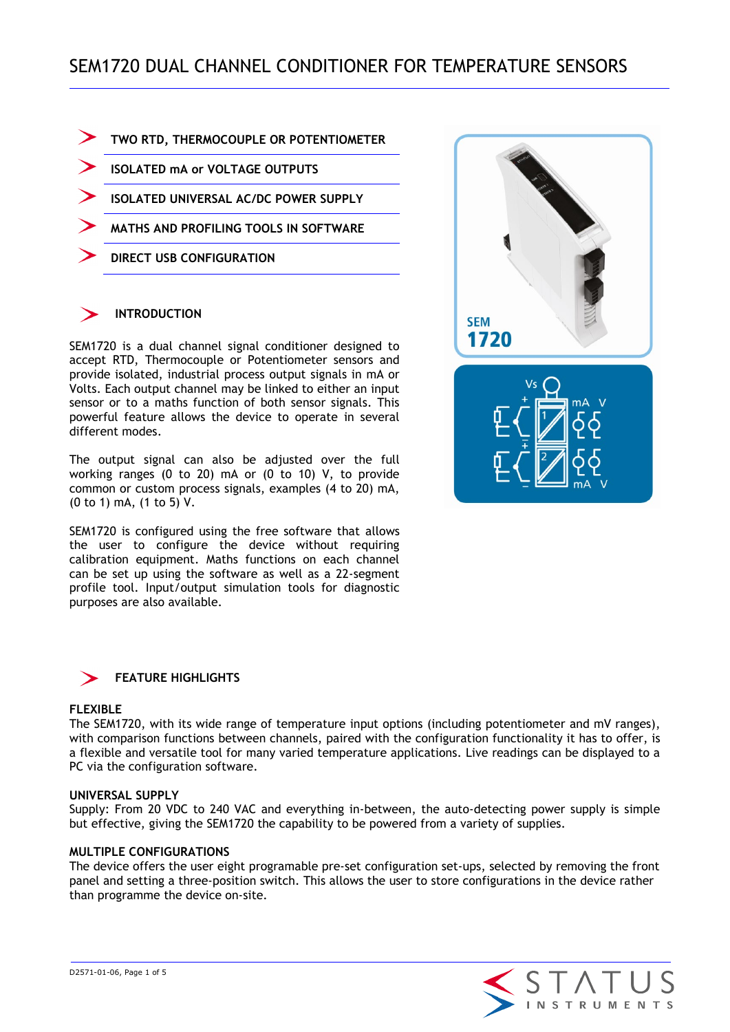# SEM1720 DUAL CHANNEL CONDITIONER FOR TEMPERATURE SENSORS

- TWO RTD, THERMOCOUPLE OR POTENTIOMETER
- ISOLATED mA or VOLTAGE OUTPUTS
- ISOLATED UNIVERSAL AC/DC POWER SUPPLY
- MATHS AND PROFILING TOOLS IN SOFTWARE
- DIRECT USB CONFIGURATION

## INTRODUCTION

SEM1720 is a dual channel signal conditioner designed to accept RTD, Thermocouple or Potentiometer sensors and provide isolated, industrial process output signals in mA or Volts. Each output channel may be linked to either an input sensor or to a maths function of both sensor signals. This powerful feature allows the device to operate in several different modes.

The output signal can also be adjusted over the full working ranges (0 to 20) mA or (0 to 10) V, to provide common or custom process signals, examples (4 to 20) mA, (0 to 1) mA, (1 to 5) V.

SEM1720 is configured using the free software that allows the user to configure the device without requiring calibration equipment. Maths functions on each channel can be set up using the software as well as a 22-segment profile tool. Input/output simulation tools for diagnostic purposes are also available.

SEM
1720

Vs
mA V
1
2
mA V

## FEATURE HIGHLIGHTS

**FLEXIBLE**
The SEM1720, with its wide range of temperature input options (including potentiometer and mV ranges), with comparison functions between channels, paired with the configuration functionality it has to offer, is a flexible and versatile tool for many varied temperature applications. Live readings can be displayed to a PC via the configuration software.

**UNIVERSAL SUPPLY**
Supply: From 20 VDC to 240 VAC and everything in-between, the auto-detecting power supply is simple but effective, giving the SEM1720 the capability to be powered from a variety of supplies.

**MULTIPLE CONFIGURATIONS**
The device offers the user eight programable pre-set configuration set-ups, selected by removing the front panel and setting a three-position switch. This allows the user to store configurations in the device rather than programme the device on-site.

D2571-01-06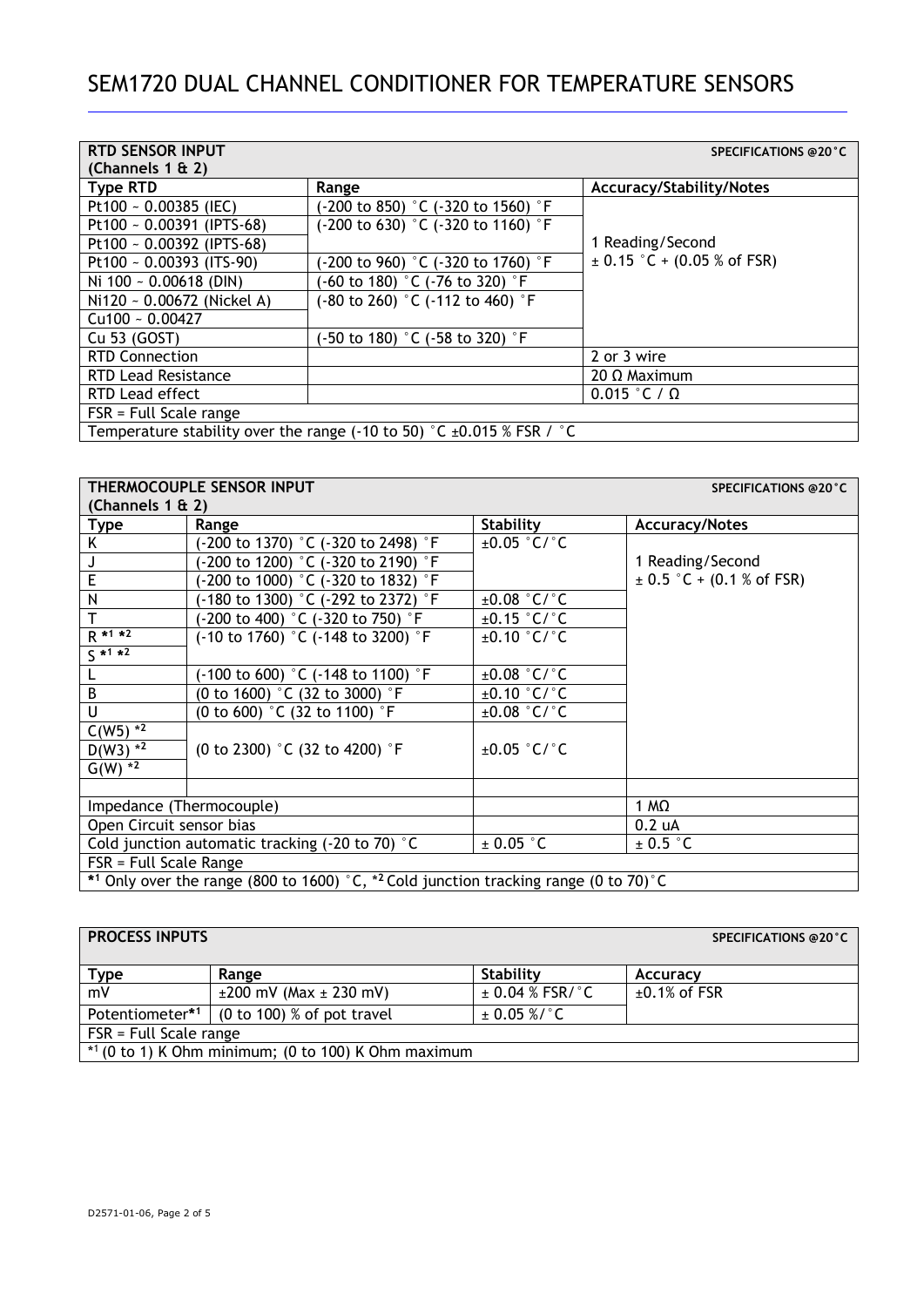# SEM1720 DUAL CHANNEL CONDITIONER FOR TEMPERATURE SENSORS

| RTD SENSOR INPUT (Channels 1 & 2) | | SPECIFICATIONS @20˚C |
|---|---|---|
| **Type RTD** | **Range** | **Accuracy/Stability/Notes** |
| Pt100 ~ 0.00385 (IEC) | (-200 to 850) ˚C (-320 to 1560) ˚F | 1 Reading/Second<br>± 0.15 ˚C + (0.05 % of FSR) |
| Pt100 ~ 0.00391 (IPTS-68) | (-200 to 630) ˚C (-320 to 1160) ˚F | |
| Pt100 ~ 0.00392 (IPTS-68) | | |
| Pt100 ~ 0.00393 (ITS-90) | (-200 to 960) ˚C (-320 to 1760) ˚F | |
| Ni 100 ~ 0.00618 (DIN) | (-60 to 180) ˚C (-76 to 320) ˚F | |
| Ni120 ~ 0.00672 (Nickel A) | (-80 to 260) ˚C (-112 to 460) ˚F | |
| Cu100 ~ 0.00427 | | |
| Cu 53 (GOST) | (-50 to 180) ˚C (-58 to 320) ˚F | |
| RTD Connection | | 2 or 3 wire |
| RTD Lead Resistance | | 20 Ω Maximum |
| RTD Lead effect | | 0.015 ˚C / Ω |
| FSR = Full Scale range | | |
| Temperature stability over the range (-10 to 50) ˚C ±0.015 % FSR / ˚C | | |

| THERMOCOUPLE SENSOR INPUT (Channels 1 & 2) | | | SPECIFICATIONS @20˚C |
|---|---|---|---|
| **Type** | **Range** | **Stability** | **Accuracy/Notes** |
| K | (-200 to 1370) ˚C (-320 to 2498) ˚F | ±0.05 ˚C/˚C | 1 Reading/Second<br>± 0.5 ˚C + (0.1 % of FSR) |
| J | (-200 to 1200) ˚C (-320 to 2190) ˚F | | |
| E | (-200 to 1000) ˚C (-320 to 1832) ˚F | | |
| N | (-180 to 1300) ˚C (-292 to 2372) ˚F | ±0.08 ˚C/˚C | |
| T | (-200 to 400) ˚C (-320 to 750) ˚F | ±0.15 ˚C/˚C | |
| R *1 *2 | (-10 to 1760) ˚C (-148 to 3200) ˚F | ±0.10 ˚C/˚C | |
| S *1 *2 | | | |
| L | (-100 to 600) ˚C (-148 to 1100) ˚F | ±0.08 ˚C/˚C | |
| B | (0 to 1600) ˚C (32 to 3000) ˚F | ±0.10 ˚C/˚C | |
| U | (0 to 600) ˚C (32 to 1100) ˚F | ±0.08 ˚C/˚C | |
| C(W5) *2 | (0 to 2300) ˚C (32 to 4200) ˚F | ±0.05 ˚C/˚C | |
| D(W3) *2 | | | |
| G(W) *2 | | | |
| | | | |
| Impedance (Thermocouple) | | | 1 MΩ |
| Open Circuit sensor bias | | | 0.2 uA |
| Cold junction automatic tracking (-20 to 70) ˚C | | ± 0.05 ˚C | ± 0.5 ˚C |
| FSR = Full Scale Range | | | |
| *1 Only over the range (800 to 1600) ˚C, *2 Cold junction tracking range (0 to 70)˚C | | | |

| PROCESS INPUTS | | | SPECIFICATIONS @20˚C |
|---|---|---|---|
| **Type** | **Range** | **Stability** | **Accuracy** |
| mV | ±200 mV (Max ± 230 mV) | ± 0.04 % FSR/˚C | ±0.1% of FSR |
| Potentiometer*1 | (0 to 100) % of pot travel | ± 0.05 %/˚C | |
| FSR = Full Scale range | | | |
| *1 (0 to 1) K Ohm minimum; (0 to 100) K Ohm maximum | | | |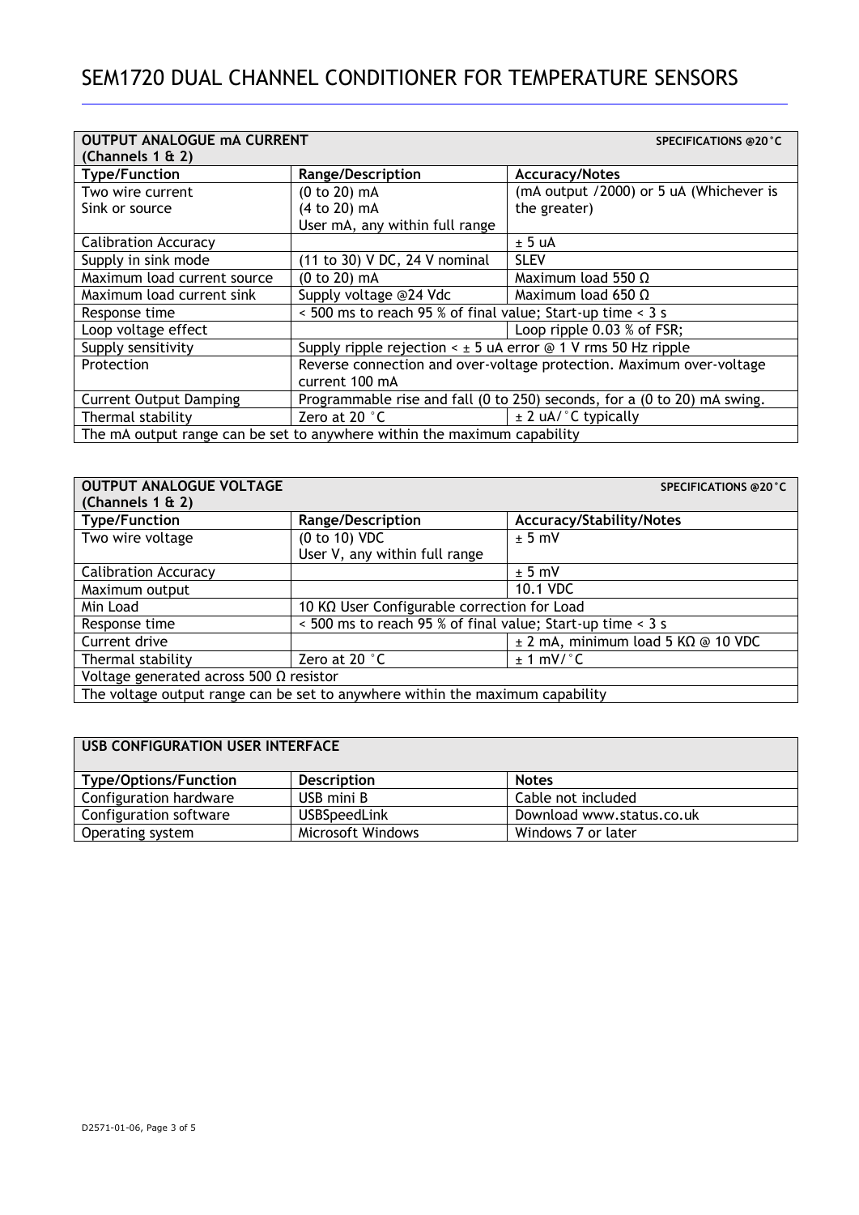| OUTPUT ANALOGUE mA CURRENT (Channels 1 & 2) | | SPECIFICATIONS @20°C |
|---|---|---|
| **Type/Function** | **Range/Description** | **Accuracy/Notes** |
| Two wire current Sink or source | (0 to 20) mA (4 to 20) mA User mA, any within full range | (mA output /2000) or 5 uA (Whichever is the greater) |
| Calibration Accuracy | | ± 5 uA |
| Supply in sink mode | (11 to 30) V DC, 24 V nominal | SLEV |
| Maximum load current source | (0 to 20) mA | Maximum load 550 Ω |
| Maximum load current sink | Supply voltage @24 Vdc | Maximum load 650 Ω |
| Response time | < 500 ms to reach 95 % of final value; Start-up time < 3 s | |
| Loop voltage effect | | Loop ripple 0.03 % of FSR; |
| Supply sensitivity | Supply ripple rejection < ± 5 uA error @ 1 V rms 50 Hz ripple | |
| Protection | Reverse connection and over-voltage protection. Maximum over-voltage current 100 mA | |
| Current Output Damping | Programmable rise and fall (0 to 250) seconds, for a (0 to 20) mA swing. | |
| Thermal stability | Zero at 20 °C | ± 2 uA/°C typically |
| The mA output range can be set to anywhere within the maximum capability | | |

| OUTPUT ANALOGUE VOLTAGE (Channels 1 & 2) | | SPECIFICATIONS @20°C |
|---|---|---|
| **Type/Function** | **Range/Description** | **Accuracy/Stability/Notes** |
| Two wire voltage | (0 to 10) VDC User V, any within full range | ± 5 mV |
| Calibration Accuracy | | ± 5 mV |
| Maximum output | | 10.1 VDC |
| Min Load | 10 KΩ User Configurable correction for Load | |
| Response time | < 500 ms to reach 95 % of final value; Start-up time < 3 s | |
| Current drive | | ± 2 mA, minimum load 5 KΩ @ 10 VDC |
| Thermal stability | Zero at 20 °C | ± 1 mV/°C |
| Voltage generated across 500 Ω resistor | | |
| The voltage output range can be set to anywhere within the maximum capability | | |

| USB CONFIGURATION USER INTERFACE | | |
|---|---|---|
| **Type/Options/Function** | **Description** | **Notes** |
| Configuration hardware | USB mini B | Cable not included |
| Configuration software | USBSpeedLink | Download www.status.co.uk |
| Operating system | Microsoft Windows | Windows 7 or later |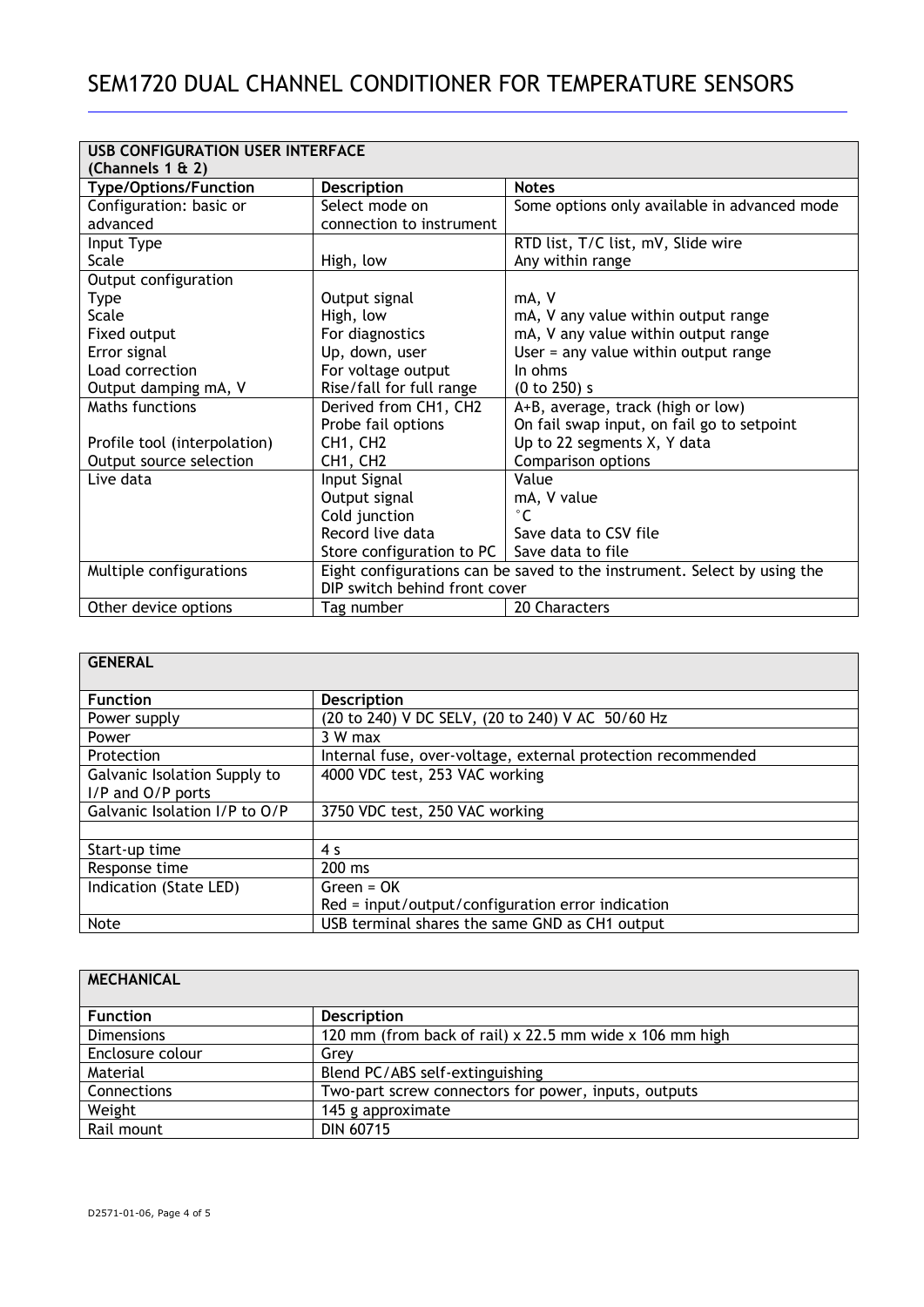| USB CONFIGURATION USER INTERFACE (Channels 1 & 2) | | |
|---|---|---|
| **Type/Options/Function** | **Description** | **Notes** |
| Configuration: basic or advanced | Select mode on connection to instrument | Some options only available in advanced mode |
| Input Type | | RTL list, T/C list, mV, Slide wire |
| Scale | High, low | Any within range |
| Output configuration | | |
| Type | Output signal | mA, V |
| Scale | High, low | mA, V any value within output range |
| Fixed output | For diagnostics | mA, V any value within output range |
| Error signal | Up, down, user | User = any value within output range |
| Load correction | For voltage output | In ohms |
| Output damping mA, V | Rise/fall for full range | (0 to 250) s |
| Maths functions | Derived from CH1, CH2 | A+B, average, track (high or low) |
| | Probe fail options | On fail swap input, on fail go to setpoint |
| Profile tool (interpolation) | CH1, CH2 | Up to 22 segments X, Y data |
| Output source selection | CH1, CH2 | Comparison options |
| Live data | Input Signal | Value |
| | Output signal | mA, V value |
| | Cold junction | °C |
| | Record live data | Save data to CSV file |
| | Store configuration to PC | Save data to file |
| Multiple configurations | Eight configurations can be saved to the instrument. Select by using the DIP switch behind front cover | |
| Other device options | Tag number | 20 Characters |

| GENERAL | |
|---|---|
| **Function** | **Description** |
| Power supply | (20 to 240) V DC SELV, (20 to 240) V AC 50/60 Hz |
| Power | 3 W max |
| Protection | Internal fuse, over-voltage, external protection recommended |
| Galvanic Isolation Supply to I/P and O/P ports | 4000 VDC test, 253 VAC working |
| Galvanic Isolation I/P to O/P | 3750 VDC test, 250 VAC working |
| | |
| Start-up time | 4 s |
| Response time | 200 ms |
| Indication (State LED) | Green = OK<br>Red = input/output/configuration error indication |
| Note | USB terminal shares the same GND as CH1 output |

| MECHANICAL | |
|---|---|
| **Function** | **Description** |
| Dimensions | 120 mm (from back of rail) x 22.5 mm wide x 106 mm high |
| Enclosure colour | Grey |
| Material | Blend PC/ABS self-extinguishing |
| Connections | Two-part screw connectors for power, inputs, outputs |
| Weight | 145 g approximate |
| Rail mount | DIN 60715 |

D2571-01-06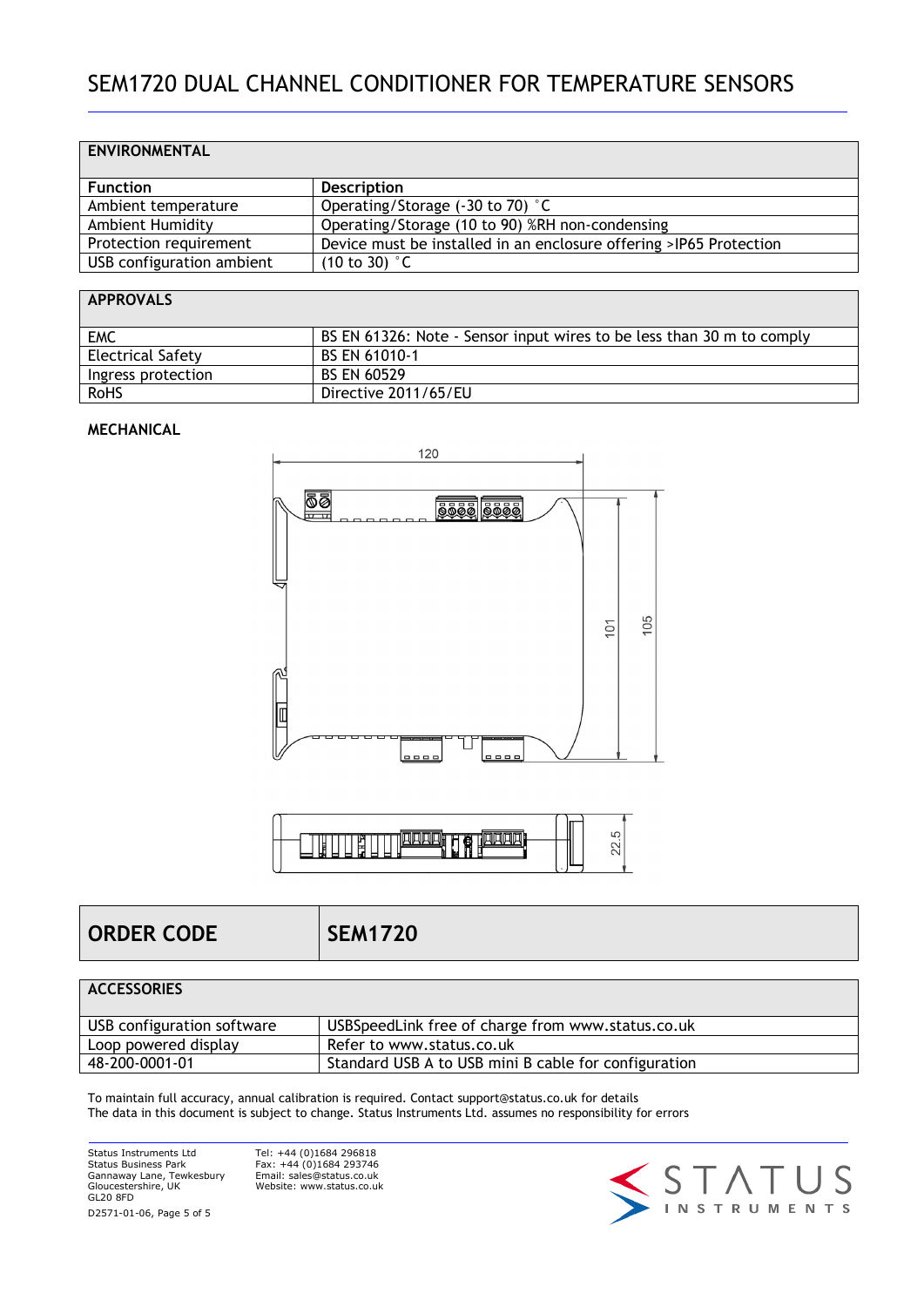# SEM1720 DUAL CHANNEL CONDITIONER FOR TEMPERATURE SENSORS

| ENVIRONMENTAL | |
|---|---|
| **Function** | **Description** |
| Ambient temperature | Operating/Storage (-30 to 70) °C |
| Ambient Humidity | Operating/Storage (10 to 90) %RH non-condensing |
| Protection requirement | Device must be installed in an enclosure offering >IP65 Protection |
| USB configuration ambient | (10 to 30) °C |

| APPROVALS | |
|---|---|
| EMC | BS EN 61326: Note - Sensor input wires to be less than 30 m to comply |
| Electrical Safety | BS EN 61010-1 |
| Ingress protection | BS EN 60529 |
| RoHS | Directive 2011/65/EU |

**MECHANICAL**

120

101

105

22.5

| | |
|---|---|
| **ORDER CODE** | **SEM1720** |

| ACCESSORIES | |
|---|---|
| USB configuration software | USBSpeedLink free of charge from www.status.co.uk |
| Loop powered display | Refer to www.status.co.uk |
| 48-200-0001-01 | Standard USB A to USB mini B cable for configuration |

To maintain full accuracy, annual calibration is required. Contact support@status.co.uk for details
The data in this document is subject to change. Status Instruments Ltd. assumes no responsibility for errors

Status Instruments Ltd
Status Business Park
Gannaway Lane, Tewkesbury
Gloucestershire, UK
GL20 8FD

Tel: +44 (0)1684 296818
Fax: +44 (0)1684 293746
Email: sales@status.co.uk
Website: www.status.co.uk

D2571-01-06